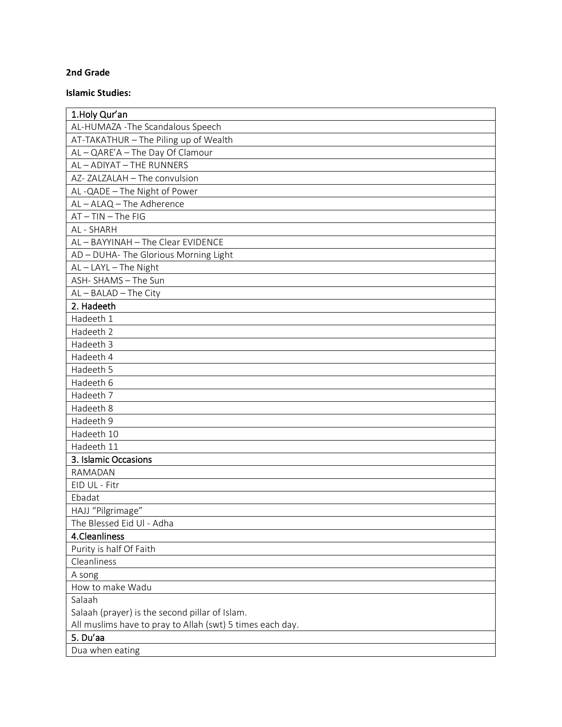**2nd Grade**

**Islamic Studies:**

| 1.Holy Qur'an |
|---|
| AL-HUMAZA -The Scandalous Speech |
| AT-TAKATHUR – The Piling up of Wealth |
| AL – QARE'A – The Day Of Clamour |
| AL – ADIYAT – THE RUNNERS |
| AZ- ZALZALAH – The convulsion |
| AL -QADE – The Night of Power |
| AL – ALAQ – The Adherence |
| AT – TIN – The FIG |
| AL - SHARH |
| AL – BAYYINAH – The Clear EVIDENCE |
| AD – DUHA- The Glorious Morning Light |
| AL – LAYL – The Night |
| ASH- SHAMS – The Sun |
| AL – BALAD – The City |
| 2. Hadeeth |
| Hadeeth 1 |
| Hadeeth 2 |
| Hadeeth 3 |
| Hadeeth 4 |
| Hadeeth 5 |
| Hadeeth 6 |
| Hadeeth 7 |
| Hadeeth 8 |
| Hadeeth 9 |
| Hadeeth 10 |
| Hadeeth 11 |
| 3. Islamic Occasions |
| RAMADAN |
| EID UL - Fitr |
| Ebadat |
| HAJJ "Pilgrimage" |
| The Blessed Eid Ul - Adha |
| 4.Cleanliness |
| Purity is half Of Faith |
| Cleanliness |
| A song |
| How to make Wadu |
| Salaah<br>Salaah (prayer) is the second pillar of Islam.<br>All muslims have to pray to Allah (swt) 5 times each day. |
| 5. Du'aa |
| Dua when eating |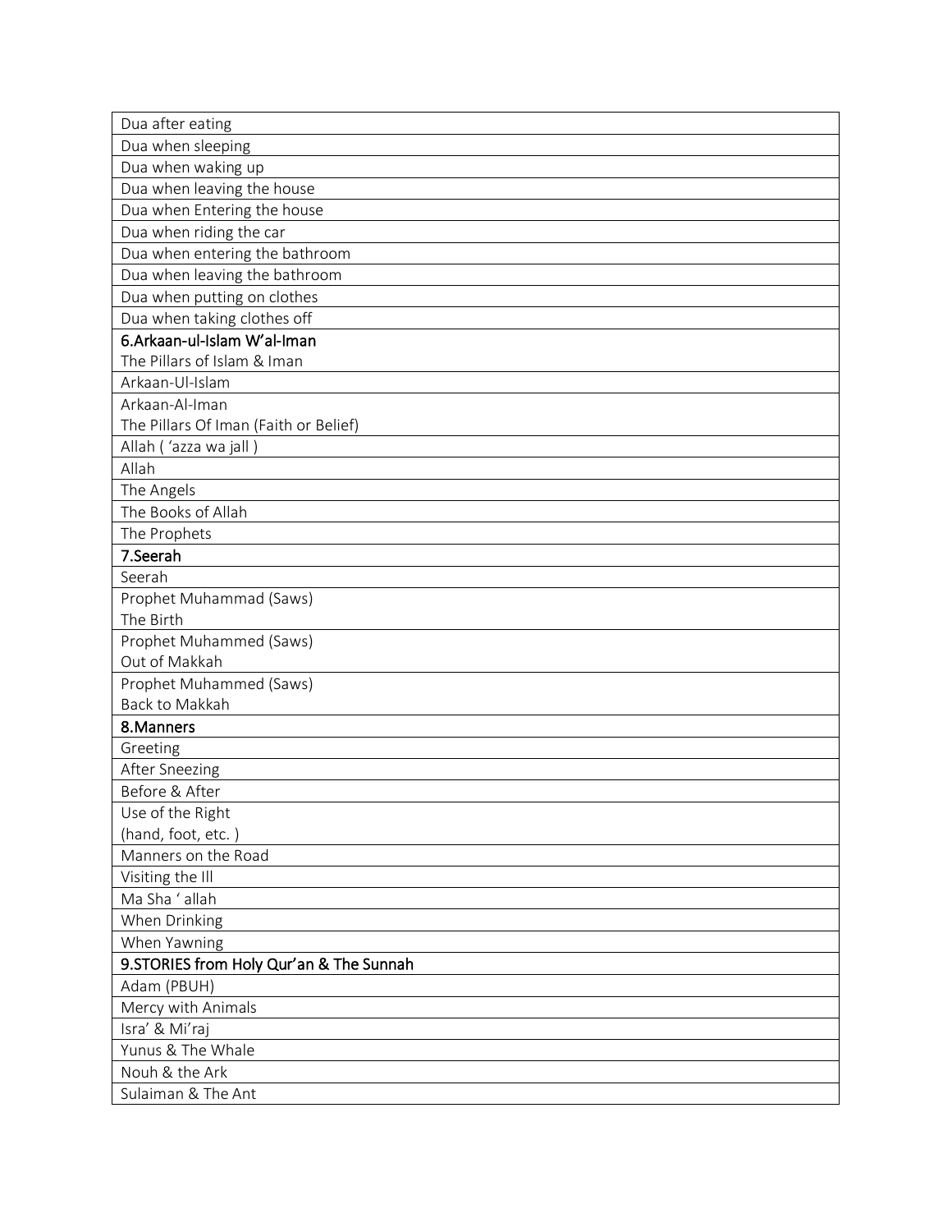| Dua after eating |
|---|
| Dua when sleeping |
| Dua when waking up |
| Dua when leaving the house |
| Dua when Entering the house |
| Dua when riding the car |
| Dua when entering the bathroom |
| Dua when leaving the bathroom |
| Dua when putting on clothes |
| Dua when taking clothes off |
| **6.Arkaan-ul-Islam W'al-Iman** |
| The Pillars of Islam & Iman |
| Arkaan-Ul-Islam |
| Arkaan-Al-Iman<br>The Pillars Of Iman (Faith or Belief) |
| Allah ( 'azza wa jall ) |
| Allah |
| The Angels |
| The Books of Allah |
| The Prophets |
| **7.Seerah** |
| Seerah |
| Prophet Muhammad (Saws)<br>The Birth |
| Prophet Muhammed (Saws)<br>Out of Makkah |
| Prophet Muhammed (Saws)<br>Back to Makkah |
| **8.Manners** |
| Greeting |
| After Sneezing |
| Before & After |
| Use of the Right<br>(hand, foot, etc. ) |
| Manners on the Road |
| Visiting the Ill |
| Ma Sha ' allah |
| When Drinking |
| When Yawning |
| **9.STORIES from Holy Qur'an & The Sunnah** |
| Adam (PBUH) |
| Mercy with Animals |
| Isra' & Mi'raj |
| Yunus & The Whale |
| Nouh & the Ark |
| Sulaiman & The Ant |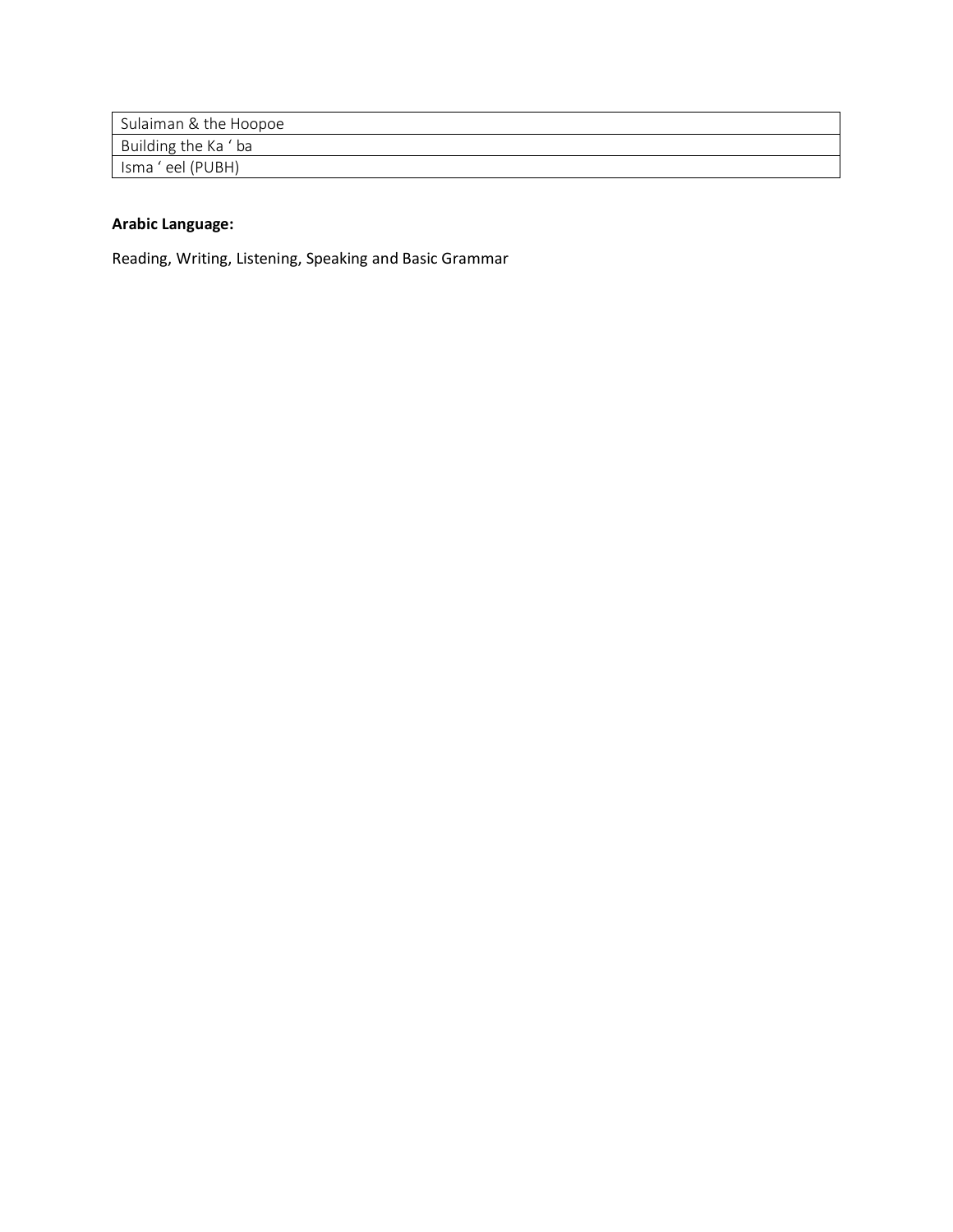| |
| --- |
| Sulaiman & the Hoopoe |
| Building the Ka ‘ ba |
| Isma ‘ eel (PUBH) |

**Arabic Language:**

Reading, Writing, Listening, Speaking and Basic Grammar